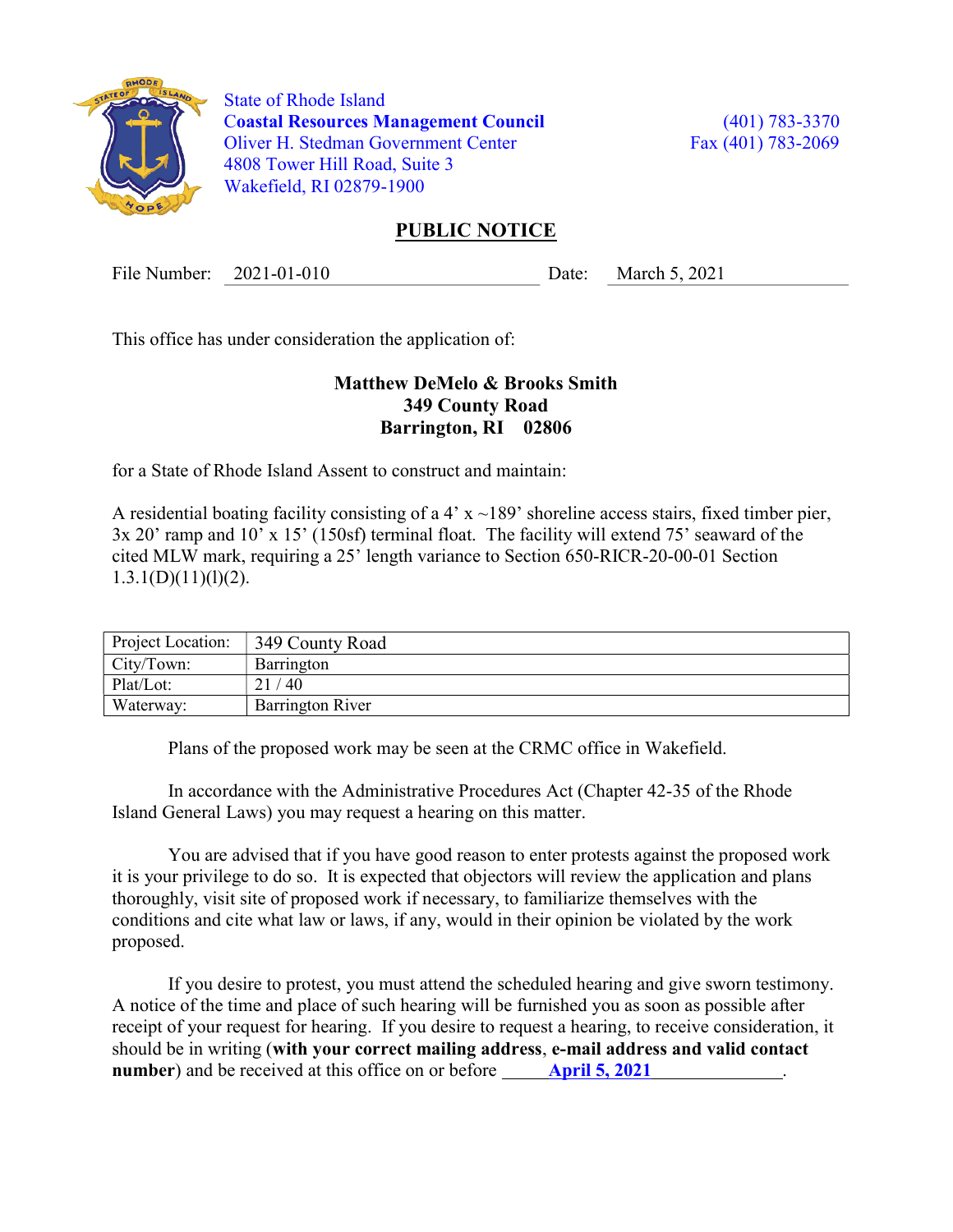State of Rhode Island
**Coastal Resources Management Council**
Oliver H. Stedman Government Center
4808 Tower Hill Road, Suite 3
Wakefield, RI 02879-1900

(401) 783-3370
Fax (401) 783-2069

## PUBLIC NOTICE

File Number: 2021-01-010 Date: March 5, 2021

This office has under consideration the application of:

**Matthew DeMelo & Brooks Smith**
**349 County Road**
**Barrington, RI 02806**

for a State of Rhode Island Assent to construct and maintain:

A residential boating facility consisting of a 4' x ~189' shoreline access stairs, fixed timber pier, 3x 20' ramp and 10' x 15' (150sf) terminal float. The facility will extend 75' seaward of the cited MLW mark, requiring a 25' length variance to Section 650-RICR-20-00-01 Section 1.3.1(D)(11)(l)(2).

| Project Location: | 349 County Road |
|---|---|
| City/Town: | Barrington |
| Plat/Lot: | 21 / 40 |
| Waterway: | Barrington River |

Plans of the proposed work may be seen at the CRMC office in Wakefield.

In accordance with the Administrative Procedures Act (Chapter 42-35 of the Rhode Island General Laws) you may request a hearing on this matter.

You are advised that if you have good reason to enter protests against the proposed work it is your privilege to do so. It is expected that objectors will review the application and plans thoroughly, visit site of proposed work if necessary, to familiarize themselves with the conditions and cite what law or laws, if any, would in their opinion be violated by the work proposed.

If you desire to protest, you must attend the scheduled hearing and give sworn testimony. A notice of the time and place of such hearing will be furnished you as soon as possible after receipt of your request for hearing. If you desire to request a hearing, to receive consideration, it should be in writing (**with your correct mailing address**, **e-mail address and valid contact number**) and be received at this office on or before **April 5, 2021**.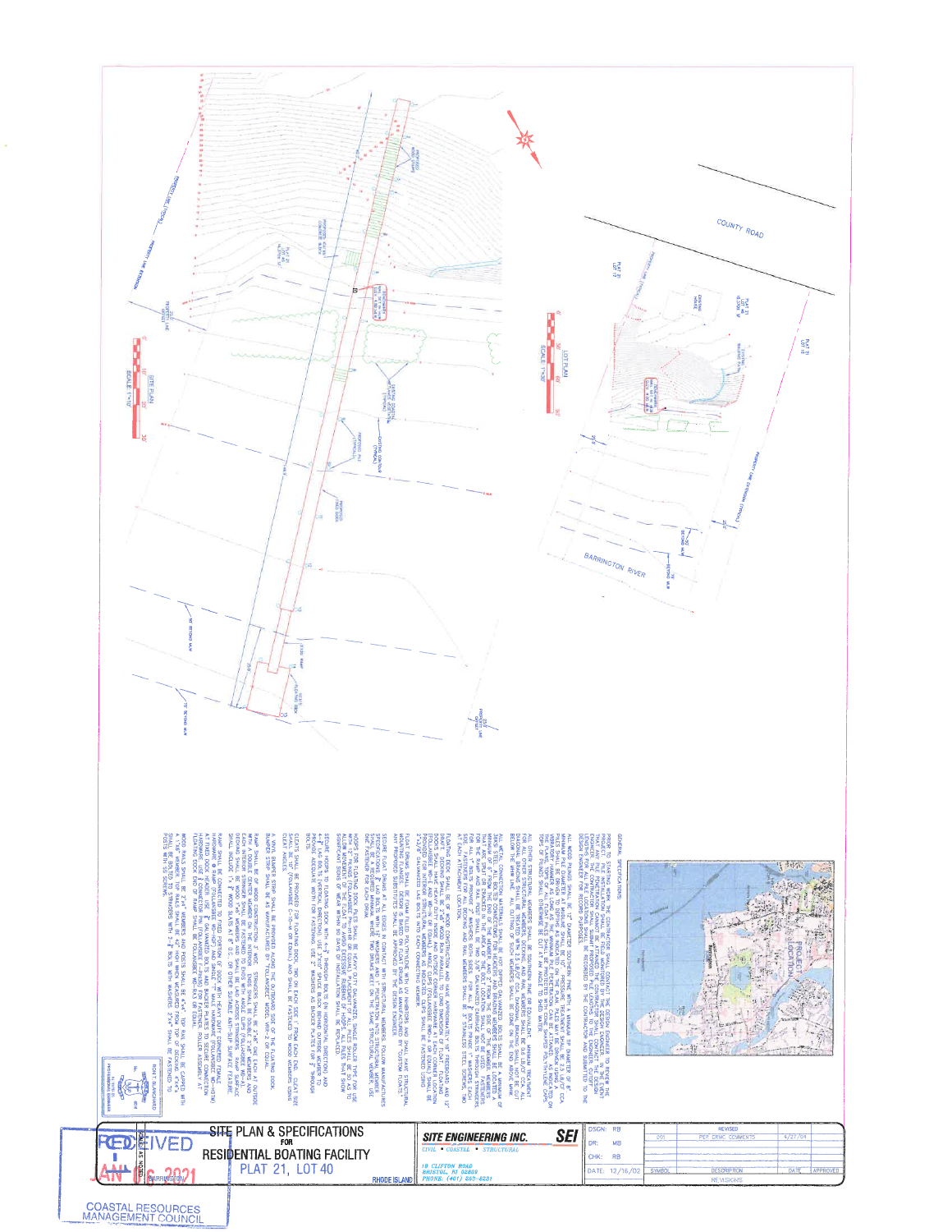# SITE PLAN & SPECIFICATIONS

FOR

## RESIDENTIAL BOATING FACILITY

PLAT 21, LOT 40

BARRINGTON RHODE ISLAND

**SITE ENGINEERING INC.** SEI

CIVIL • COASTAL • STRUCTURAL

18 CLIFTON ROAD
BRISTOL, RI 02809
PHONE: (401) 253-8231

| | |
|---|---|
| DSGN: | RB |
| DR: | MB |
| CHK: | RB |
| DATE: | 12/16/02 |

| SYMBOL | DESCRIPTION | DATE | APPROVED |
|---|---|---|---|
| 201 | PER CRMC COMMENTS | 4/27/04 | |
| | REVISIONS | | |

RECEIVED

JAN 06 2021

COASTAL RESOURCES MANAGEMENT COUNCIL

SCALE AS NOTED

SITE PLAN — SCALE 1"=10'

LOT PLAN — SCALE 1"=30'

COUNTY ROAD

BARRINGTON RIVER

PROJECT LOCATION

GENERAL SPECIFICATIONS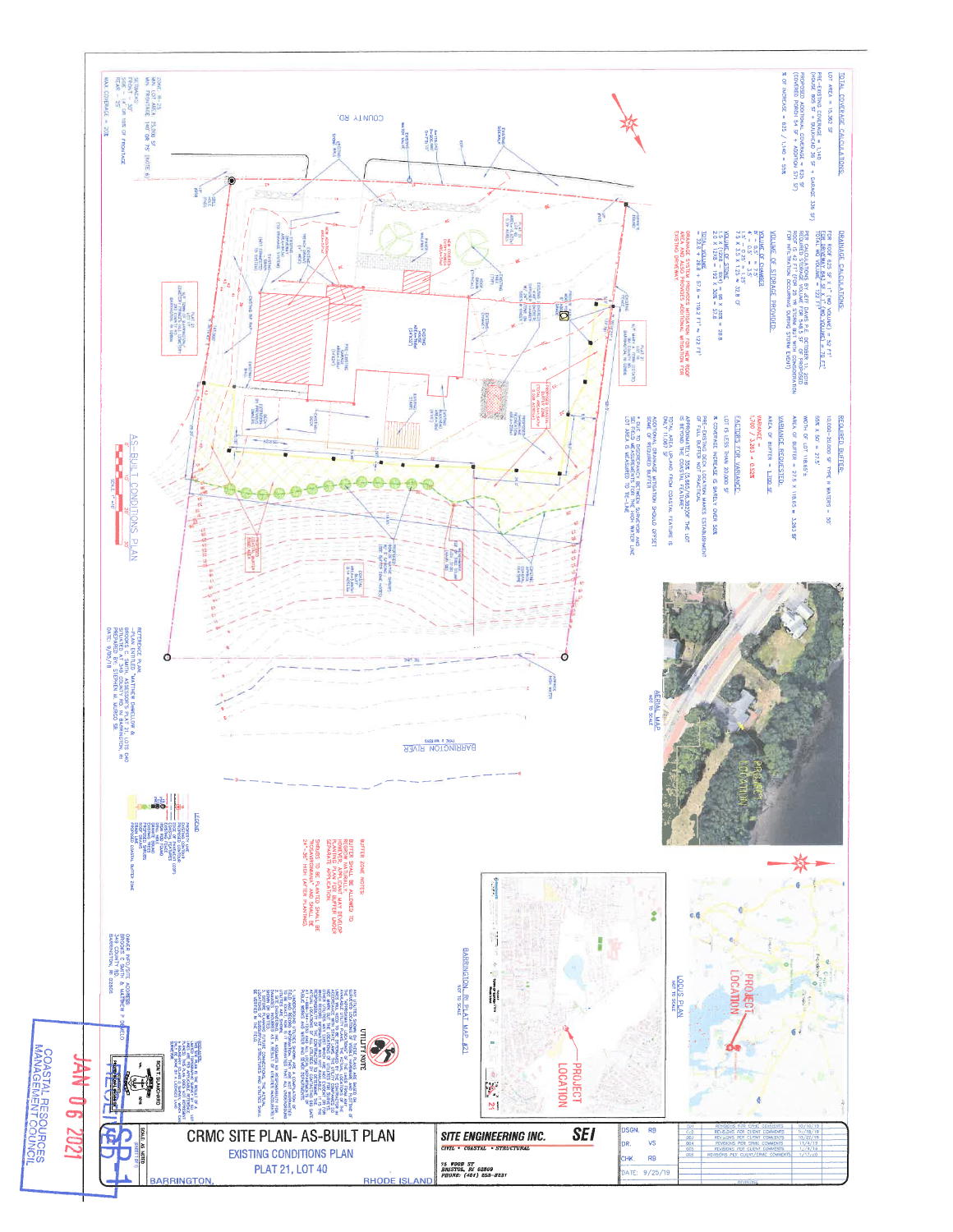## TOTAL COVERAGE CALCULATIONS

LOT AREA = 15,362 SF

PRE-EXISTING COVERAGE = 1,140
(HOUSE 805 SF + BULKHEAD 36 SF + GARAGE 336 SF)

TOTAL COVERAGE = 1,140 + 625 = 1,765 SF
PROPOSED ADDITIONAL COVERAGE = 625 SF
(COVERED PORCH 54 SF + ADDITION 571 SF)

% OF INCREASE = 625 / 1,140 = 55%

## DRAINAGE CALCULATIONS

FOR ROOF 625 SF X 1" (WQ VOLUME) = 52 FT³
FOR DRIVEWAY 840 SF X 1" (WQ VOLUME) = 70 FT³

PER CALCULATIONS BY JEFF DAVIS P.E. OCTOBER 11, 2019 REQUIRED STORAGE VOLUME FOR 548 S.F. OF PROPOSED ROOF = 42 FT³ FOR 25 YR STORM EVENT WITH CONSIDERATION FOR INFILTRATION OCCURRING DURING STORM EVENT

### VOLUME OF STORAGE PROVIDED

VOLUME OF CHAMBERS
8' x 0.5' x 3'
4' x 0.5' x 3.5'
7.5' x 2' x 1.5'
7.5 X 1.5 X 1.25 = 32.8 CF

VOLUME OF STONE
2.0 X (1 X 0.5) X 60 X 30% = 28.8
2.0 X (1.26 X ...) = 192 X 30% = 57.6

TOTAL VOLUME
= 32.8 + 28.8 + 57.6 = 119.2 FT³ ≈ 122 FT³

DRAINAGE SYSTEM PROVIDES MITIGATION FOR ROOF AREA AND ALSO PROVIDES ADDITIONAL MITIGATION FOR EXISTING DRIVEWAY.

## REQUIRED BUFFER

10,000–20,000 SF TYPE A WATERS = 50'

50% X 50' = 27.5'

WIDTH OF LOT 118.65'±

AREA OF BUFFER = 27.5 X 118.65 = 3,263 SF

### VARIANCE REQUESTED

AREA OF BUFFER = 1,700 SF

VARIANCE =
1,700 / 3,263 = 0.52%

### FACTORS FOR VARIANCE

LOT IS LESS THAN 20,000 SF

% COVERAGE INCREASE IS SAFELY OVER 50%

PRE-EXISTING DECK LOCATION MAKES ESTABLISHMENT OF FULL BUFFER NOT PRACTICAL

APPROXIMATELY 58% (8,884 SF) OF THE LOT IS BEYOND THE COASTAL FEATURE

TOTAL AREA UPLAND FROM COASTAL FEATURE IS ONLY 11,067 SF

ADDITIONAL DRAINAGE MITIGATION SHOULD OFFSET SOME OF REQUIRED BUFFER

* DUE TO DISCREPANCY BETWEEN SURVEYOR AND SEI REGARDING CRMC HIGH WATER LINE LOT AREA IS MEASURED TO TIE-LINE

ZONING: R-25
MIN. LOT AREA: 25,000 SF
MIN. FRONTAGE: 140' OR 75' (NOTE 6)

SETBACKS:
FRONT - 30'
SIDE - 10' OR 10% OF FRONTAGE
REAR - 25'

MAX COVERAGE = 20%

COUNTY RD.

BARRINGTON RIVER

TYPE A WATERS

## AS-BUILT CONDITIONS PLAN

SCALE: 1"=10'

REFERENCE PLAN:
-PLAN ENTITLED "MATTHEW DIMELLO & BROOKE C. SMITH, ASSESSOR'S PLAT 21 LOT 40 SITUATED AT 146 COUNTY RD. IN BARRINGTON, RI PREPARED BY STEPHEN W. MURDO SR. DATE: 9/10/18

AERIAL MAP
NOT TO SCALE

PROJECT LOCATION

LOCUS PLAN
NOT TO SCALE

BARRINGTON, RI PLAT MAP #21
NOT TO SCALE

## BUFFER ZONE NOTES:

BUFFER SHALL BE ALLOWED TO NATURALIZE.

HOWEVER, APPLICANT MAY DEVELOP PLANTING PLANS FOR CRMC UNDER SEPARATE APPLICATION.

SHRUBS TO BE PLANTED SHALL BE "BAYBERRY" AND SHALL BE 24"-36" (AFTER PLANTING).

## LEGEND

PROPERTY LINE
EXISTING CONTOUR
PROPOSED CONTOUR
EXISTING TREE
EXISTING FENCE
DRAINAGE
PROPOSED TREES
PROPOSED SHRUBS
PROPOSED COASTAL BUFFER ZONE

## UTILITY NOTE

OWNER INFO/SITE ADDRESS:
BROOKE C. SMITH & MATTHEW P. DIMELLO
146 COUNTY RD.
BARRINGTON, RI 02806

| REV. | DESCRIPTION | DATE |
|---|---|---|
| 001 | REVISIONS FOR CLIENT COMMENTS | 10/10/19 |
| 002 | REVISIONS PER CLIENT COMMENTS | 11/18/19 |
| 003 | REVISIONS PER CLIENT COMMENTS | 11/22/19 |
| 004 | REVISIONS PER CRMC COMMENTS | 12/4/19 |
| 005 | REVISIONS PER CLIENT COMMENTS | 1/14/20 |
| 006 | REVISIONS PER CLIENT/CRMC COMMENTS | 1/17/20 |

DSGN. RB
DR. VS
CHK. RB
DATE: 9/25/19

**SITE ENGINEERING INC. SEI**
CIVIL • COASTAL • STRUCTURAL
75 WOOD ST
BRISTOL, RI 02809
PHONE: (401) 258-8251

# CRMC SITE PLAN- AS-BUILT PLAN
## EXISTING CONDITIONS PLAN
PLAT 21, LOT 40

BARRINGTON, RHODE ISLAND

SCALE: AS NOTED

SP-1

JAN 06 2021
COASTAL RESOURCES MANAGEMENT COUNCIL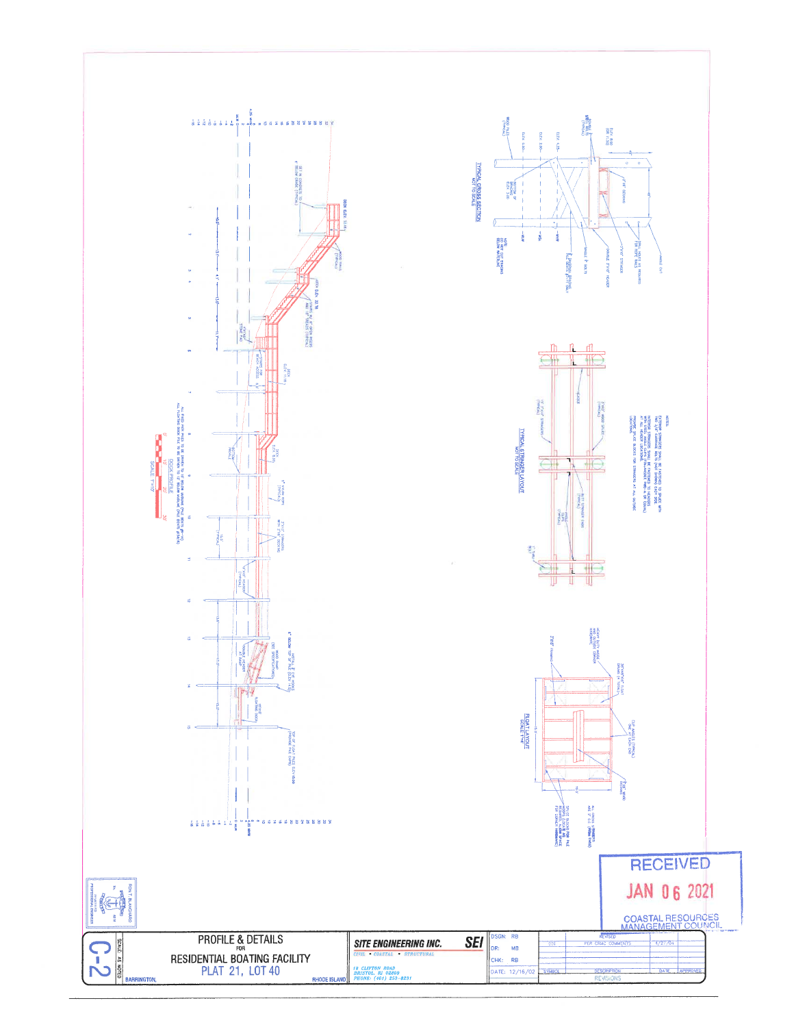RECEIVED

JAN 06 2021

COASTAL RESOURCES MANAGEMENT COUNCIL

TYPICAL CROSS SECTION
NOT TO SCALE

TYPICAL STRINGER LAYOUT
NOT TO SCALE

FLOAT LAYOUT
SCALE 1"=4'

DOCK PROFILE
SCALE 1"=10'

# PROFILE & DETAILS

FOR

# RESIDENTIAL BOATING FACILITY

PLAT 21, LOT 40

BARRINGTON, RHODE ISLAND

**SITE ENGINEERING INC.** SEI

CIVIL • COASTAL • STRUCTURAL

18 CLIFTON ROAD
BRISTOL, RI 02809
PHONE: (401) 253-8231

| | |
|---|---|
| DSGN: | RB |
| DR: | MB |
| CHK: | RB |
| DATE: | 12/16/02 |

REVISED

| SYMBOL | DESCRIPTION | DATE | APPROVED |
|---|---|---|---|
| (01) | PER CRMC COMMENTS | 4/27/04 | |

REVISIONS

SCALE: AS NOTED

C-2